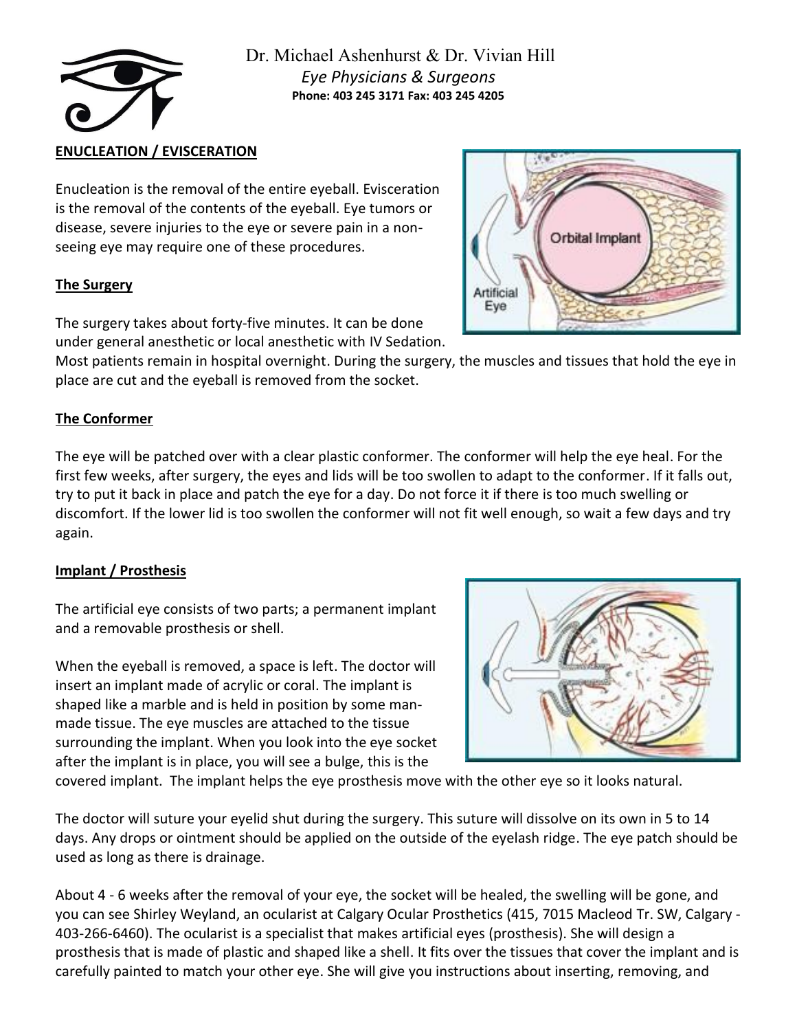Dr. Michael Ashenhurst & Dr. Vivian Hill
*Eye Physicians & Surgeons*
**Phone: 403 245 3171 Fax: 403 245 4205**

## ENUCLEATION / EVISCERATION

Enucleation is the removal of the entire eyeball. Evisceration is the removal of the contents of the eyeball. Eye tumors or disease, severe injuries to the eye or severe pain in a non-seeing eye may require one of these procedures.

### The Surgery

The surgery takes about forty-five minutes. It can be done under general anesthetic or local anesthetic with IV Sedation. Most patients remain in hospital overnight. During the surgery, the muscles and tissues that hold the eye in place are cut and the eyeball is removed from the socket.

### The Conformer

The eye will be patched over with a clear plastic conformer. The conformer will help the eye heal. For the first few weeks, after surgery, the eyes and lids will be too swollen to adapt to the conformer. If it falls out, try to put it back in place and patch the eye for a day. Do not force it if there is too much swelling or discomfort. If the lower lid is too swollen the conformer will not fit well enough, so wait a few days and try again.

### Implant / Prosthesis

The artificial eye consists of two parts; a permanent implant and a removable prosthesis or shell.

When the eyeball is removed, a space is left. The doctor will insert an implant made of acrylic or coral. The implant is shaped like a marble and is held in position by some man-made tissue. The eye muscles are attached to the tissue surrounding the implant. When you look into the eye socket after the implant is in place, you will see a bulge, this is the covered implant. The implant helps the eye prosthesis move with the other eye so it looks natural.

The doctor will suture your eyelid shut during the surgery. This suture will dissolve on its own in 5 to 14 days. Any drops or ointment should be applied on the outside of the eyelash ridge. The eye patch should be used as long as there is drainage.

About 4 - 6 weeks after the removal of your eye, the socket will be healed, the swelling will be gone, and you can see Shirley Weyland, an ocularist at Calgary Ocular Prosthetics (415, 7015 Macleod Tr. SW, Calgary - 403-266-6460). The ocularist is a specialist that makes artificial eyes (prosthesis). She will design a prosthesis that is made of plastic and shaped like a shell. It fits over the tissues that cover the implant and is carefully painted to match your other eye. She will give you instructions about inserting, removing, and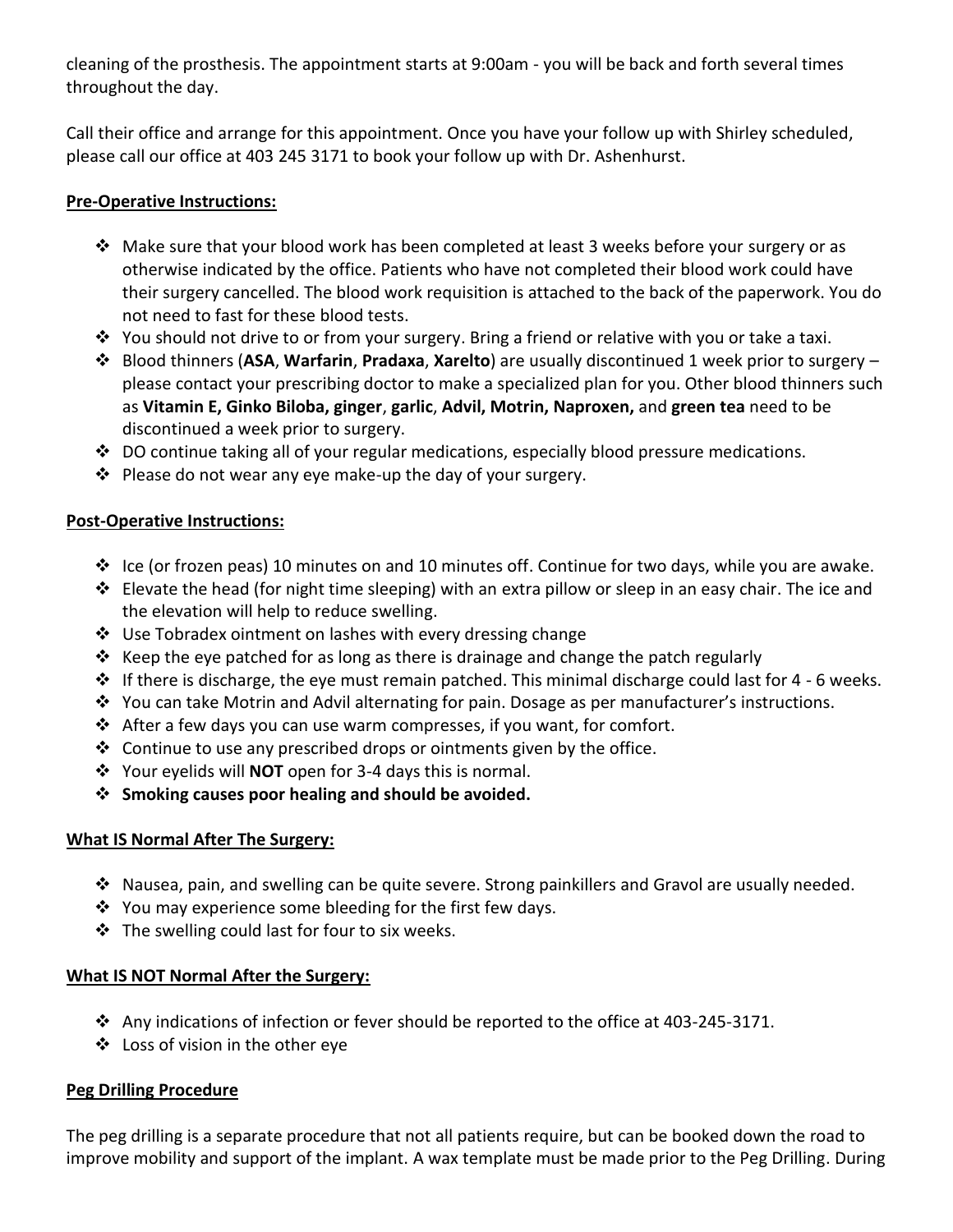cleaning of the prosthesis. The appointment starts at 9:00am - you will be back and forth several times throughout the day.

Call their office and arrange for this appointment. Once you have your follow up with Shirley scheduled, please call our office at 403 245 3171 to book your follow up with Dr. Ashenhurst.

**Pre-Operative Instructions:**

- Make sure that your blood work has been completed at least 3 weeks before your surgery or as otherwise indicated by the office. Patients who have not completed their blood work could have their surgery cancelled. The blood work requisition is attached to the back of the paperwork. You do not need to fast for these blood tests.
- You should not drive to or from your surgery. Bring a friend or relative with you or take a taxi.
- Blood thinners (**ASA**, **Warfarin**, **Pradaxa**, **Xarelto**) are usually discontinued 1 week prior to surgery – please contact your prescribing doctor to make a specialized plan for you. Other blood thinners such as **Vitamin E, Ginko Biloba, ginger**, **garlic**, **Advil, Motrin, Naproxen,** and **green tea** need to be discontinued a week prior to surgery.
- DO continue taking all of your regular medications, especially blood pressure medications.
- Please do not wear any eye make-up the day of your surgery.

**Post-Operative Instructions:**

- Ice (or frozen peas) 10 minutes on and 10 minutes off. Continue for two days, while you are awake.
- Elevate the head (for night time sleeping) with an extra pillow or sleep in an easy chair. The ice and the elevation will help to reduce swelling.
- Use Tobradex ointment on lashes with every dressing change
- Keep the eye patched for as long as there is drainage and change the patch regularly
- If there is discharge, the eye must remain patched. This minimal discharge could last for 4 - 6 weeks.
- You can take Motrin and Advil alternating for pain. Dosage as per manufacturer's instructions.
- After a few days you can use warm compresses, if you want, for comfort.
- Continue to use any prescribed drops or ointments given by the office.
- Your eyelids will **NOT** open for 3-4 days this is normal.
- **Smoking causes poor healing and should be avoided.**

**What IS Normal After The Surgery:**

- Nausea, pain, and swelling can be quite severe. Strong painkillers and Gravol are usually needed.
- You may experience some bleeding for the first few days.
- The swelling could last for four to six weeks.

**What IS NOT Normal After the Surgery:**

- Any indications of infection or fever should be reported to the office at 403-245-3171.
- Loss of vision in the other eye

**Peg Drilling Procedure**

The peg drilling is a separate procedure that not all patients require, but can be booked down the road to improve mobility and support of the implant. A wax template must be made prior to the Peg Drilling. During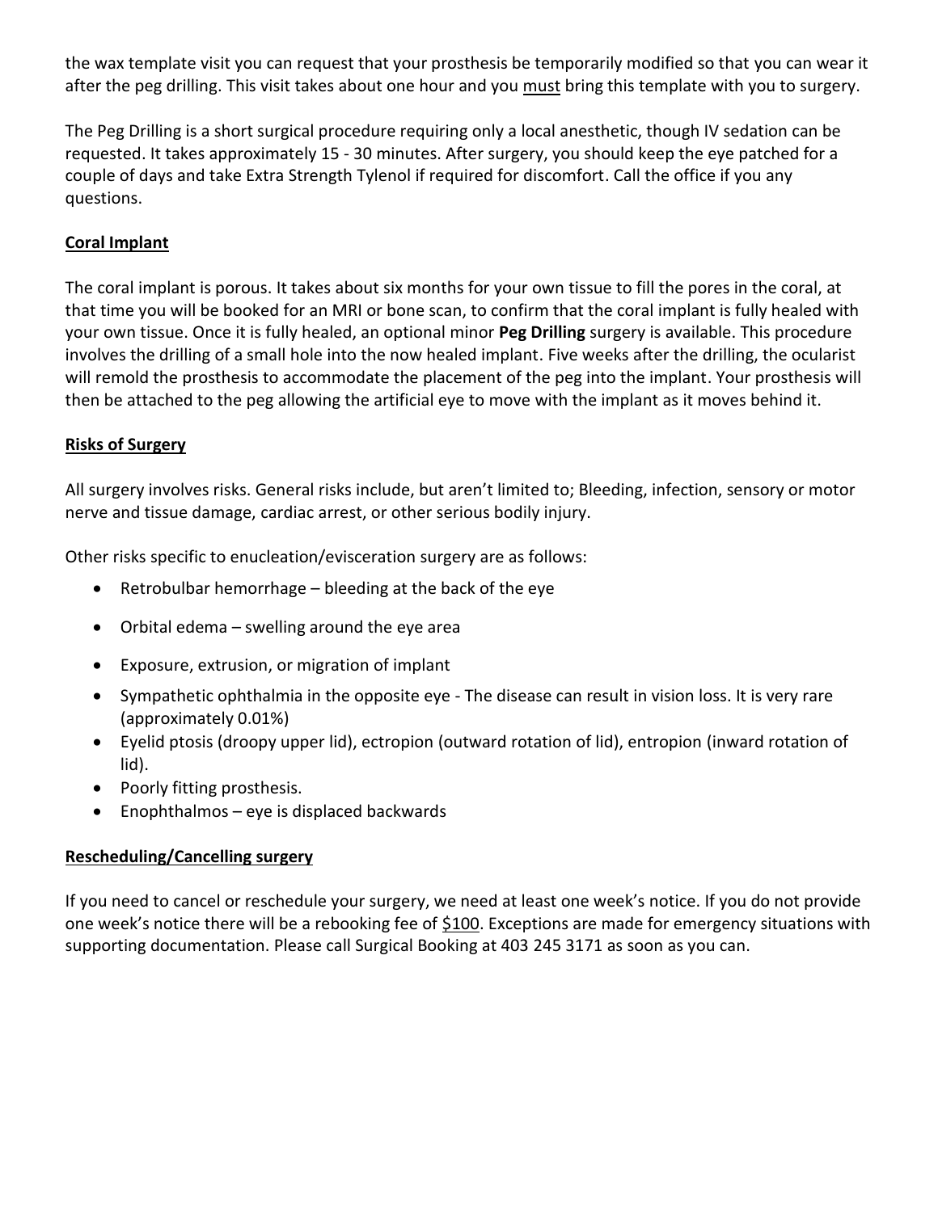the wax template visit you can request that your prosthesis be temporarily modified so that you can wear it after the peg drilling. This visit takes about one hour and you must bring this template with you to surgery.

The Peg Drilling is a short surgical procedure requiring only a local anesthetic, though IV sedation can be requested. It takes approximately 15 - 30 minutes. After surgery, you should keep the eye patched for a couple of days and take Extra Strength Tylenol if required for discomfort. Call the office if you any questions.

## Coral Implant

The coral implant is porous. It takes about six months for your own tissue to fill the pores in the coral, at that time you will be booked for an MRI or bone scan, to confirm that the coral implant is fully healed with your own tissue. Once it is fully healed, an optional minor **Peg Drilling** surgery is available. This procedure involves the drilling of a small hole into the now healed implant. Five weeks after the drilling, the ocularist will remold the prosthesis to accommodate the placement of the peg into the implant. Your prosthesis will then be attached to the peg allowing the artificial eye to move with the implant as it moves behind it.

## Risks of Surgery

All surgery involves risks. General risks include, but aren't limited to; Bleeding, infection, sensory or motor nerve and tissue damage, cardiac arrest, or other serious bodily injury.

Other risks specific to enucleation/evisceration surgery are as follows:

- Retrobulbar hemorrhage – bleeding at the back of the eye
- Orbital edema – swelling around the eye area
- Exposure, extrusion, or migration of implant
- Sympathetic ophthalmia in the opposite eye - The disease can result in vision loss. It is very rare (approximately 0.01%)
- Eyelid ptosis (droopy upper lid), ectropion (outward rotation of lid), entropion (inward rotation of lid).
- Poorly fitting prosthesis.
- Enophthalmos – eye is displaced backwards

## Rescheduling/Cancelling surgery

If you need to cancel or reschedule your surgery, we need at least one week's notice. If you do not provide one week's notice there will be a rebooking fee of $100. Exceptions are made for emergency situations with supporting documentation. Please call Surgical Booking at 403 245 3171 as soon as you can.